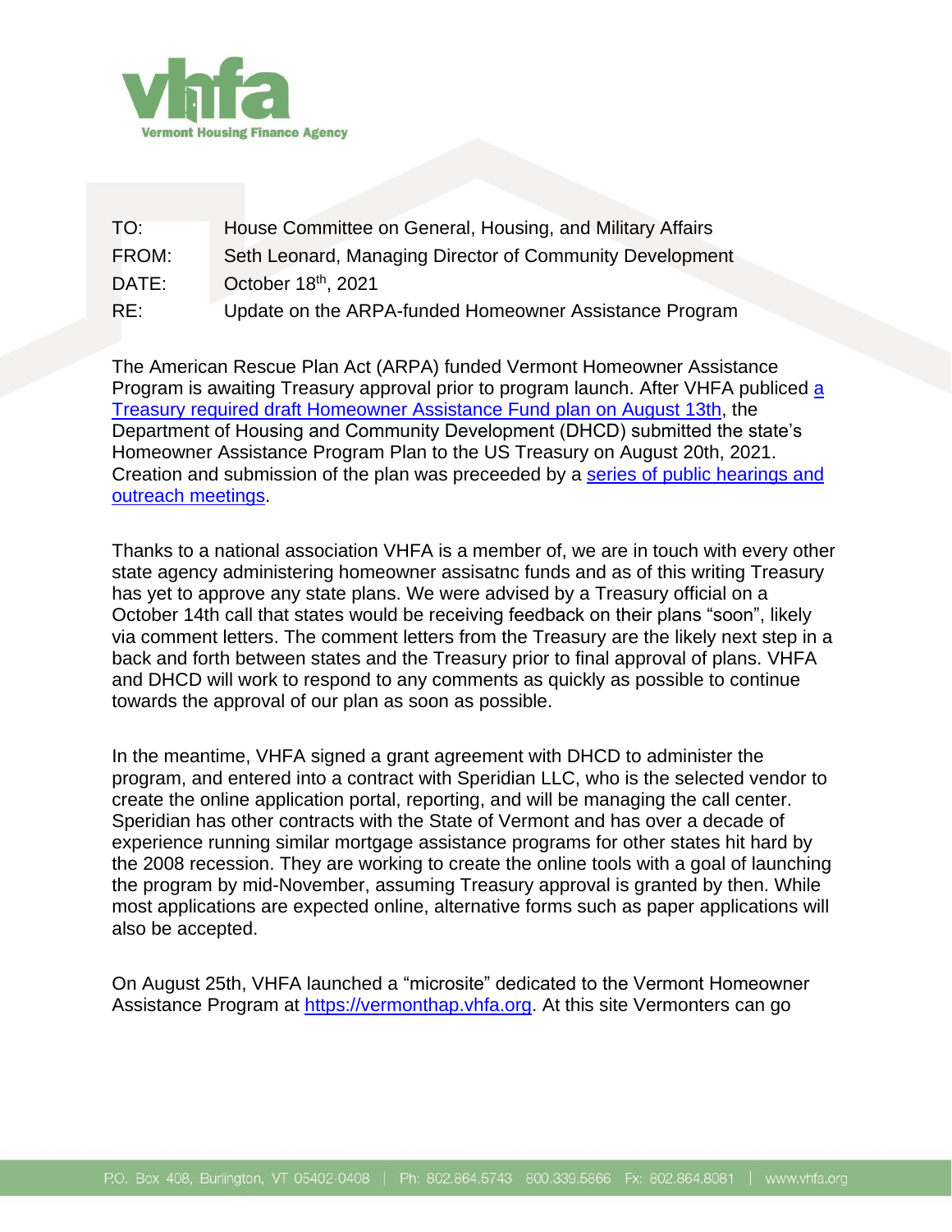Vermont Housing Finance Agency

| | |
|---|---|
| TO: | House Committee on General, Housing, and Military Affairs |
| FROM: | Seth Leonard, Managing Director of Community Development |
| DATE: | October 18th, 2021 |
| RE: | Update on the ARPA-funded Homeowner Assistance Program |

The American Rescue Plan Act (ARPA) funded Vermont Homeowner Assistance Program is awaiting Treasury approval prior to program launch. After VHFA publiced a Treasury required draft Homeowner Assistance Fund plan on August 13th, the Department of Housing and Community Development (DHCD) submitted the state's Homeowner Assistance Program Plan to the US Treasury on August 20th, 2021. Creation and submission of the plan was preceeded by a series of public hearings and outreach meetings.

Thanks to a national association VHFA is a member of, we are in touch with every other state agency administering homeowner assisatnc funds and as of this writing Treasury has yet to approve any state plans. We were advised by a Treasury official on a October 14th call that states would be receiving feedback on their plans "soon", likely via comment letters. The comment letters from the Treasury are the likely next step in a back and forth between states and the Treasury prior to final approval of plans. VHFA and DHCD will work to respond to any comments as quickly as possible to continue towards the approval of our plan as soon as possible.

In the meantime, VHFA signed a grant agreement with DHCD to administer the program, and entered into a contract with Speridian LLC, who is the selected vendor to create the online application portal, reporting, and will be managing the call center. Speridian has other contracts with the State of Vermont and has over a decade of experience running similar mortgage assistance programs for other states hit hard by the 2008 recession. They are working to create the online tools with a goal of launching the program by mid-November, assuming Treasury approval is granted by then. While most applications are expected online, alternative forms such as paper applications will also be accepted.

On August 25th, VHFA launched a "microsite" dedicated to the Vermont Homeowner Assistance Program at https://vermonthap.vhfa.org. At this site Vermonters can go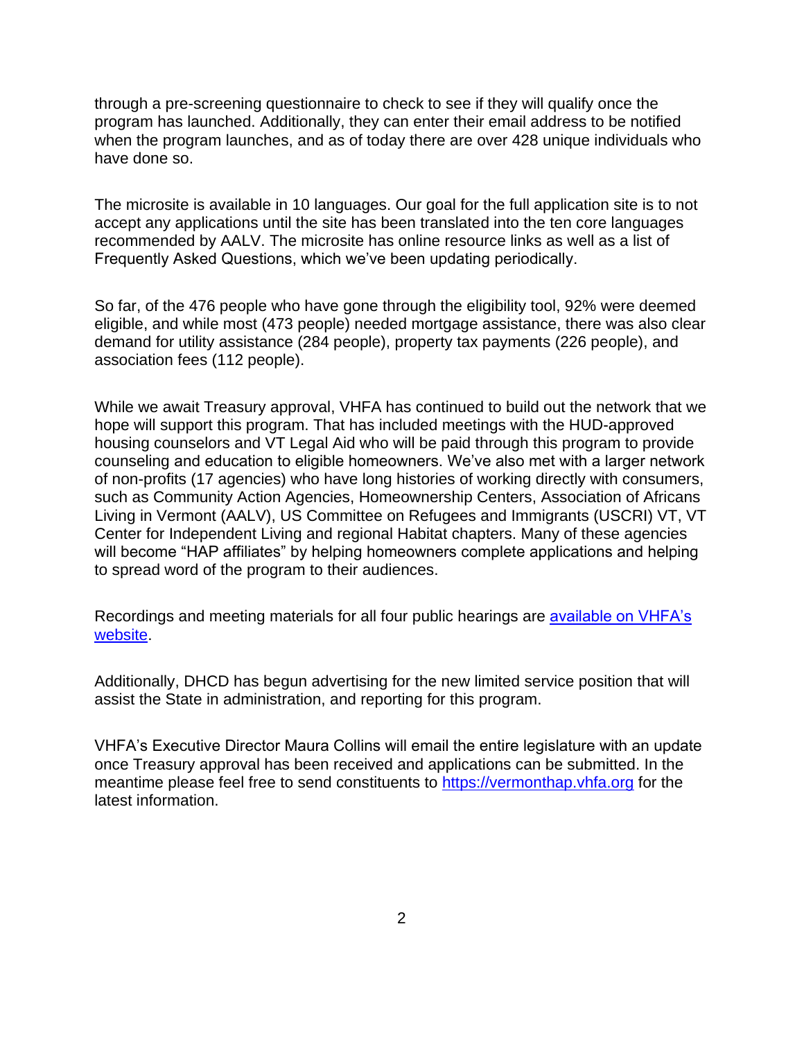through a pre-screening questionnaire to check to see if they will qualify once the program has launched. Additionally, they can enter their email address to be notified when the program launches, and as of today there are over 428 unique individuals who have done so.

The microsite is available in 10 languages. Our goal for the full application site is to not accept any applications until the site has been translated into the ten core languages recommended by AALV. The microsite has online resource links as well as a list of Frequently Asked Questions, which we've been updating periodically.

So far, of the 476 people who have gone through the eligibility tool, 92% were deemed eligible, and while most (473 people) needed mortgage assistance, there was also clear demand for utility assistance (284 people), property tax payments (226 people), and association fees (112 people).

While we await Treasury approval, VHFA has continued to build out the network that we hope will support this program. That has included meetings with the HUD-approved housing counselors and VT Legal Aid who will be paid through this program to provide counseling and education to eligible homeowners. We've also met with a larger network of non-profits (17 agencies) who have long histories of working directly with consumers, such as Community Action Agencies, Homeownership Centers, Association of Africans Living in Vermont (AALV), US Committee on Refugees and Immigrants (USCRI) VT, VT Center for Independent Living and regional Habitat chapters. Many of these agencies will become "HAP affiliates" by helping homeowners complete applications and helping to spread word of the program to their audiences.

Recordings and meeting materials for all four public hearings are [available on VHFA's website](#).

Additionally, DHCD has begun advertising for the new limited service position that will assist the State in administration, and reporting for this program.

VHFA's Executive Director Maura Collins will email the entire legislature with an update once Treasury approval has been received and applications can be submitted. In the meantime please feel free to send constituents to [https://vermonthap.vhfa.org](https://vermonthap.vhfa.org) for the latest information.